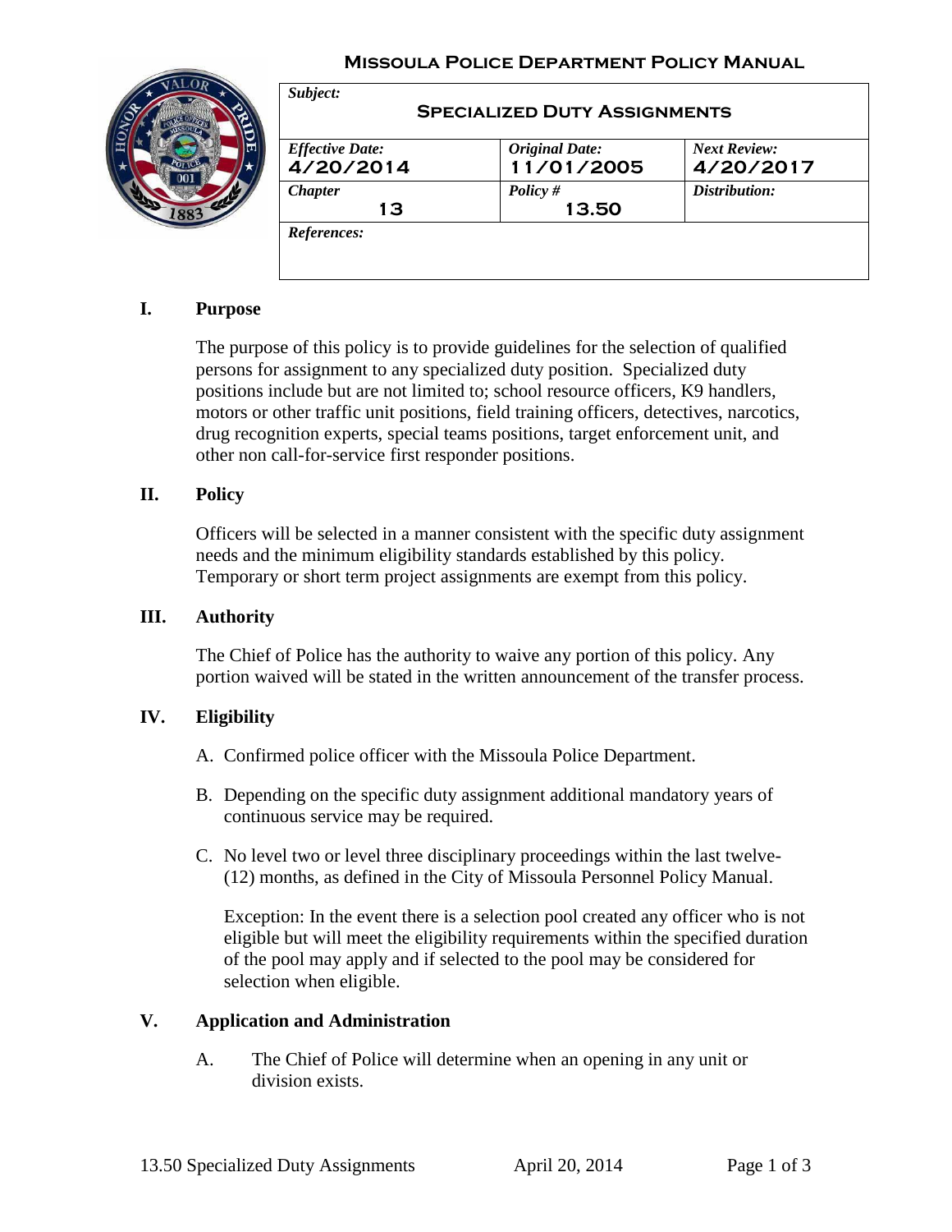# Missoula Police Department Policy Manual

| *Subject:* **Specialized Duty Assignments** | | |
|---|---|---|
| *Effective Date:* 4/20/2014 | *Original Date:* 11/01/2005 | *Next Review:* 4/20/2017 |
| *Chapter* 13 | *Policy #* 13.50 | *Distribution:* |
| *References:* | | |

## I. Purpose

The purpose of this policy is to provide guidelines for the selection of qualified persons for assignment to any specialized duty position. Specialized duty positions include but are not limited to; school resource officers, K9 handlers, motors or other traffic unit positions, field training officers, detectives, narcotics, drug recognition experts, special teams positions, target enforcement unit, and other non call-for-service first responder positions.

## II. Policy

Officers will be selected in a manner consistent with the specific duty assignment needs and the minimum eligibility standards established by this policy. Temporary or short term project assignments are exempt from this policy.

## III. Authority

The Chief of Police has the authority to waive any portion of this policy. Any portion waived will be stated in the written announcement of the transfer process.

## IV. Eligibility

A. Confirmed police officer with the Missoula Police Department.

B. Depending on the specific duty assignment additional mandatory years of continuous service may be required.

C. No level two or level three disciplinary proceedings within the last twelve-(12) months, as defined in the City of Missoula Personnel Policy Manual.

Exception: In the event there is a selection pool created any officer who is not eligible but will meet the eligibility requirements within the specified duration of the pool may apply and if selected to the pool may be considered for selection when eligible.

## V. Application and Administration

A. The Chief of Police will determine when an opening in any unit or division exists.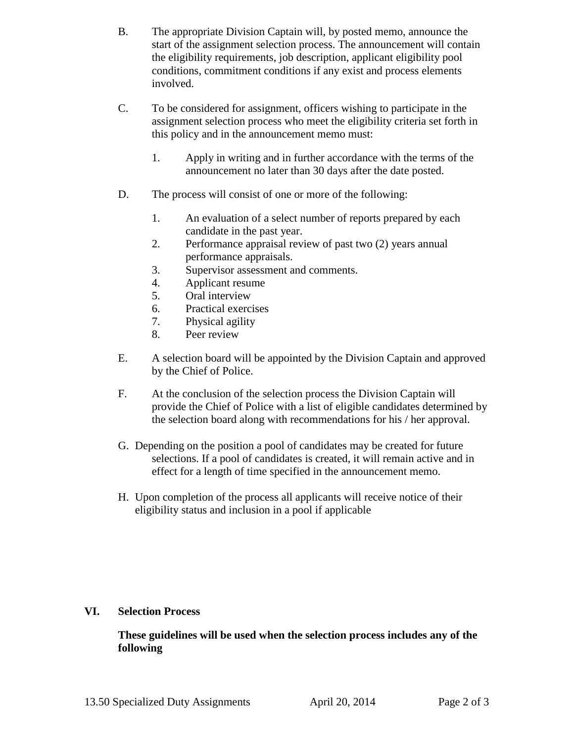B. The appropriate Division Captain will, by posted memo, announce the start of the assignment selection process. The announcement will contain the eligibility requirements, job description, applicant eligibility pool conditions, commitment conditions if any exist and process elements involved.

C. To be considered for assignment, officers wishing to participate in the assignment selection process who meet the eligibility criteria set forth in this policy and in the announcement memo must:

   1. Apply in writing and in further accordance with the terms of the announcement no later than 30 days after the date posted.

D. The process will consist of one or more of the following:

   1. An evaluation of a select number of reports prepared by each candidate in the past year.
   2. Performance appraisal review of past two (2) years annual performance appraisals.
   3. Supervisor assessment and comments.
   4. Applicant resume
   5. Oral interview
   6. Practical exercises
   7. Physical agility
   8. Peer review

E. A selection board will be appointed by the Division Captain and approved by the Chief of Police.

F. At the conclusion of the selection process the Division Captain will provide the Chief of Police with a list of eligible candidates determined by the selection board along with recommendations for his / her approval.

G. Depending on the position a pool of candidates may be created for future selections. If a pool of candidates is created, it will remain active and in effect for a length of time specified in the announcement memo.

H. Upon completion of the process all applicants will receive notice of their eligibility status and inclusion in a pool if applicable

## VI. Selection Process

**These guidelines will be used when the selection process includes any of the following**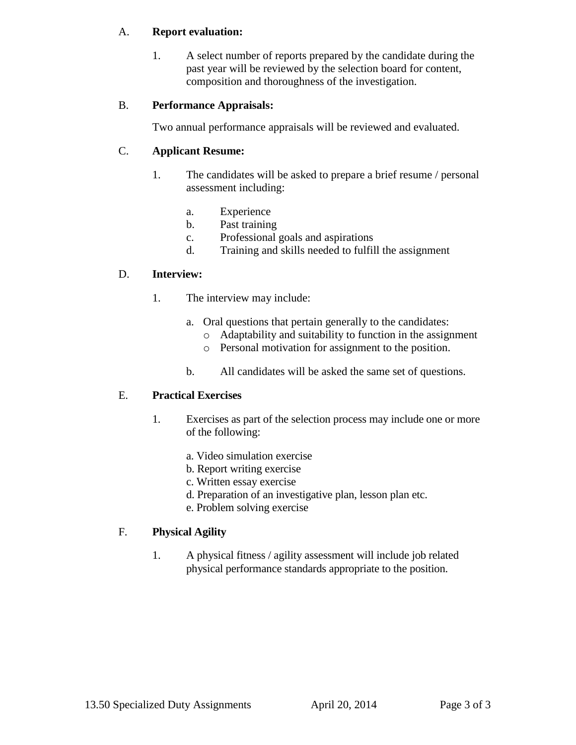A. **Report evaluation:**

1. A select number of reports prepared by the candidate during the past year will be reviewed by the selection board for content, composition and thoroughness of the investigation.

B. **Performance Appraisals:**

Two annual performance appraisals will be reviewed and evaluated.

C. **Applicant Resume:**

1. The candidates will be asked to prepare a brief resume / personal assessment including:

   a. Experience
   b. Past training
   c. Professional goals and aspirations
   d. Training and skills needed to fulfill the assignment

D. **Interview:**

1. The interview may include:

   a. Oral questions that pertain generally to the candidates:
      - Adaptability and suitability to function in the assignment
      - Personal motivation for assignment to the position.

   b. All candidates will be asked the same set of questions.

E. **Practical Exercises**

1. Exercises as part of the selection process may include one or more of the following:

   a. Video simulation exercise
   b. Report writing exercise
   c. Written essay exercise
   d. Preparation of an investigative plan, lesson plan etc.
   e. Problem solving exercise

F. **Physical Agility**

1. A physical fitness / agility assessment will include job related physical performance standards appropriate to the position.